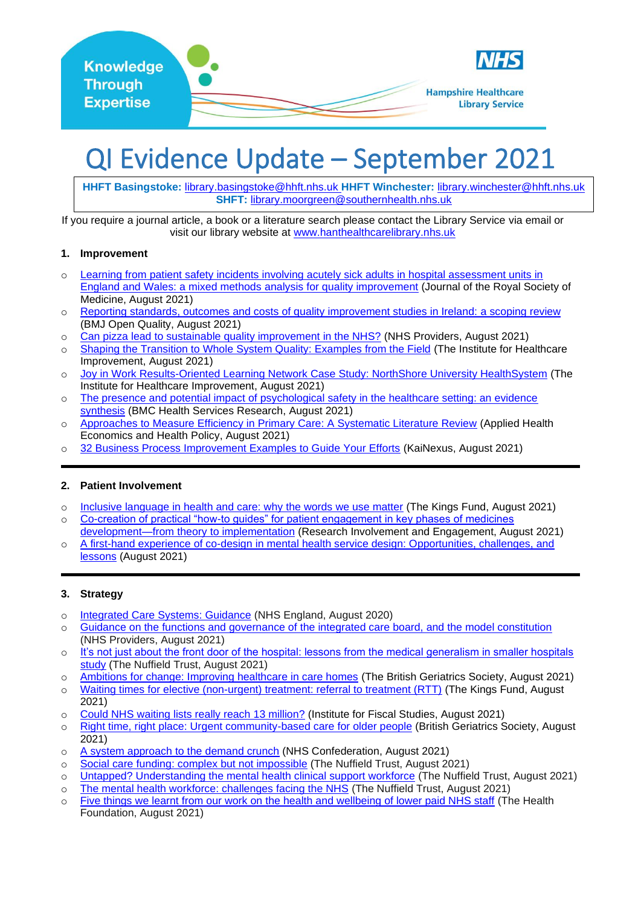Knowledge Through Expertise

NHS

Hampshire Healthcare Library Service

# QI Evidence Update – September 2021

**HHFT Basingstoke:** library.basingstoke@hhft.nhs.uk **HHFT Winchester:** library.winchester@hhft.nhs.uk
**SHFT:** library.moorgreen@southernhealth.nhs.uk

If you require a journal article, a book or a literature search please contact the Library Service via email or visit our library website at www.hanthealthcarelibrary.nhs.uk

## 1. Improvement

- Learning from patient safety incidents involving acutely sick adults in hospital assessment units in England and Wales: a mixed methods analysis for quality improvement (Journal of the Royal Society of Medicine, August 2021)
- Reporting standards, outcomes and costs of quality improvement studies in Ireland: a scoping review (BMJ Open Quality, August 2021)
- Can pizza lead to sustainable quality improvement in the NHS? (NHS Providers, August 2021)
- Shaping the Transition to Whole System Quality: Examples from the Field (The Institute for Healthcare Improvement, August 2021)
- Joy in Work Results-Oriented Learning Network Case Study: NorthShore University HealthSystem (The Institute for Healthcare Improvement, August 2021)
- The presence and potential impact of psychological safety in the healthcare setting: an evidence synthesis (BMC Health Services Research, August 2021)
- Approaches to Measure Efficiency in Primary Care: A Systematic Literature Review (Applied Health Economics and Health Policy, August 2021)
- 32 Business Process Improvement Examples to Guide Your Efforts (KaiNexus, August 2021)

## 2. Patient Involvement

- Inclusive language in health and care: why the words we use matter (The Kings Fund, August 2021)
- Co-creation of practical "how-to guides" for patient engagement in key phases of medicines development—from theory to implementation (Research Involvement and Engagement, August 2021)
- A first-hand experience of co-design in mental health service design: Opportunities, challenges, and lessons (August 2021)

## 3. Strategy

- Integrated Care Systems: Guidance (NHS England, August 2020)
- Guidance on the functions and governance of the integrated care board, and the model constitution (NHS Providers, August 2021)
- It's not just about the front door of the hospital: lessons from the medical generalism in smaller hospitals study (The Nuffield Trust, August 2021)
- Ambitions for change: Improving healthcare in care homes (The British Geriatrics Society, August 2021)
- Waiting times for elective (non-urgent) treatment: referral to treatment (RTT) (The Kings Fund, August 2021)
- Could NHS waiting lists really reach 13 million? (Institute for Fiscal Studies, August 2021)
- Right time, right place: Urgent community-based care for older people (British Geriatrics Society, August 2021)
- A system approach to the demand crunch (NHS Confederation, August 2021)
- Social care funding: complex but not impossible (The Nuffield Trust, August 2021)
- Untapped? Understanding the mental health clinical support workforce (The Nuffield Trust, August 2021)
- The mental health workforce: challenges facing the NHS (The Nuffield Trust, August 2021)
- Five things we learnt from our work on the health and wellbeing of lower paid NHS staff (The Health Foundation, August 2021)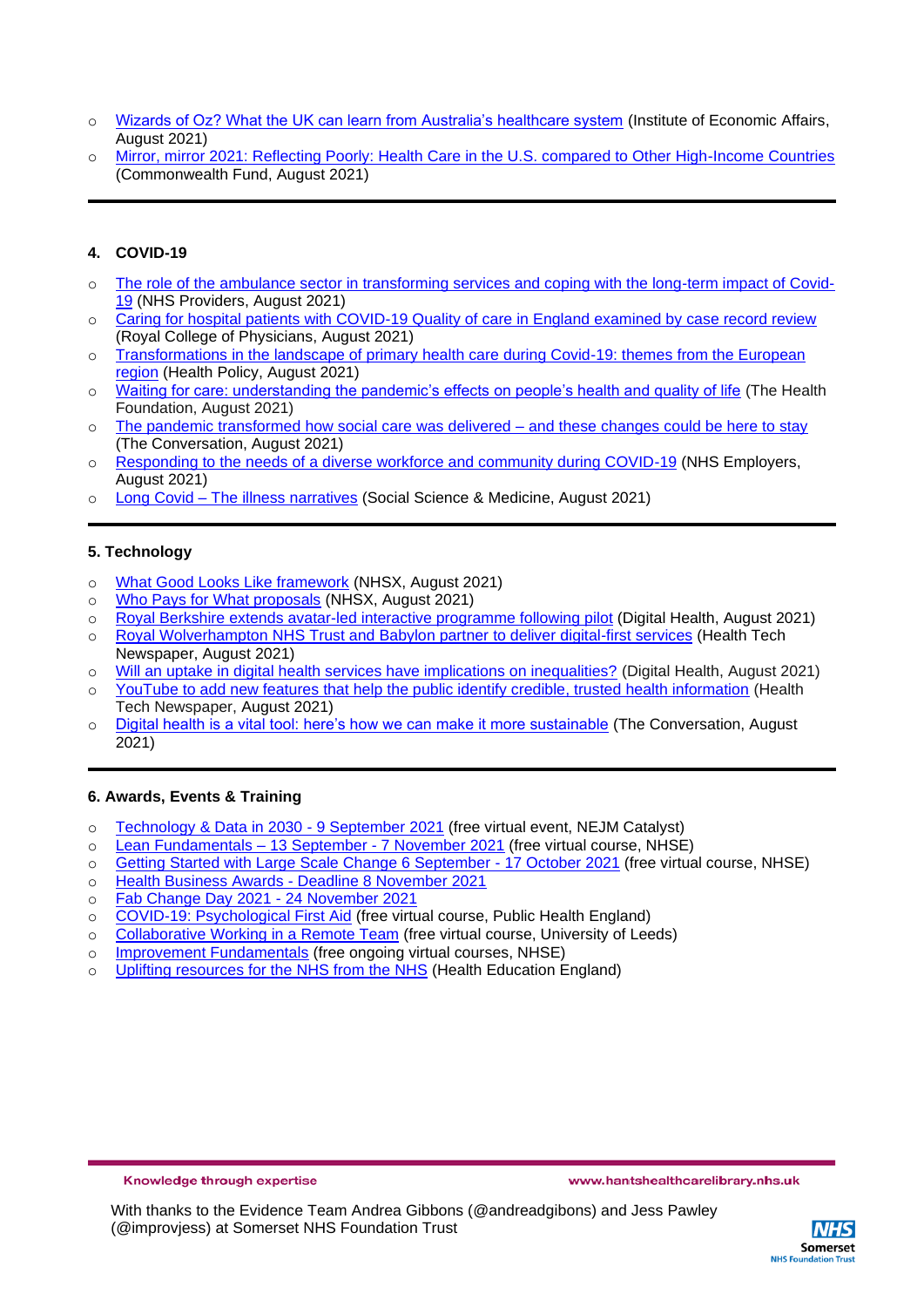- Wizards of Oz? What the UK can learn from Australia's healthcare system (Institute of Economic Affairs, August 2021)
- Mirror, mirror 2021: Reflecting Poorly: Health Care in the U.S. compared to Other High-Income Countries (Commonwealth Fund, August 2021)

---

## 4. COVID-19

- The role of the ambulance sector in transforming services and coping with the long-term impact of Covid-19 (NHS Providers, August 2021)
- Caring for hospital patients with COVID-19 Quality of care in England examined by case record review (Royal College of Physicians, August 2021)
- Transformations in the landscape of primary health care during Covid-19: themes from the European region (Health Policy, August 2021)
- Waiting for care: understanding the pandemic's effects on people's health and quality of life (The Health Foundation, August 2021)
- The pandemic transformed how social care was delivered – and these changes could be here to stay (The Conversation, August 2021)
- Responding to the needs of a diverse workforce and community during COVID-19 (NHS Employers, August 2021)
- Long Covid – The illness narratives (Social Science & Medicine, August 2021)

---

## 5. Technology

- What Good Looks Like framework (NHSX, August 2021)
- Who Pays for What proposals (NHSX, August 2021)
- Royal Berkshire extends avatar-led interactive programme following pilot (Digital Health, August 2021)
- Royal Wolverhampton NHS Trust and Babylon partner to deliver digital-first services (Health Tech Newspaper, August 2021)
- Will an uptake in digital health services have implications on inequalities? (Digital Health, August 2021)
- YouTube to add new features that help the public identify credible, trusted health information (Health Tech Newspaper, August 2021)
- Digital health is a vital tool: here's how we can make it more sustainable (The Conversation, August 2021)

---

## 6. Awards, Events & Training

- Technology & Data in 2030 - 9 September 2021 (free virtual event, NEJM Catalyst)
- Lean Fundamentals – 13 September - 7 November 2021 (free virtual course, NHSE)
- Getting Started with Large Scale Change 6 September - 17 October 2021 (free virtual course, NHSE)
- Health Business Awards - Deadline 8 November 2021
- Fab Change Day 2021 - 24 November 2021
- COVID-19: Psychological First Aid (free virtual course, Public Health England)
- Collaborative Working in a Remote Team (free virtual course, University of Leeds)
- Improvement Fundamentals (free ongoing virtual courses, NHSE)
- Uplifting resources for the NHS from the NHS (Health Education England)

With thanks to the Evidence Team Andrea Gibbons (@andreadgibons) and Jess Pawley (@improvjess) at Somerset NHS Foundation Trust